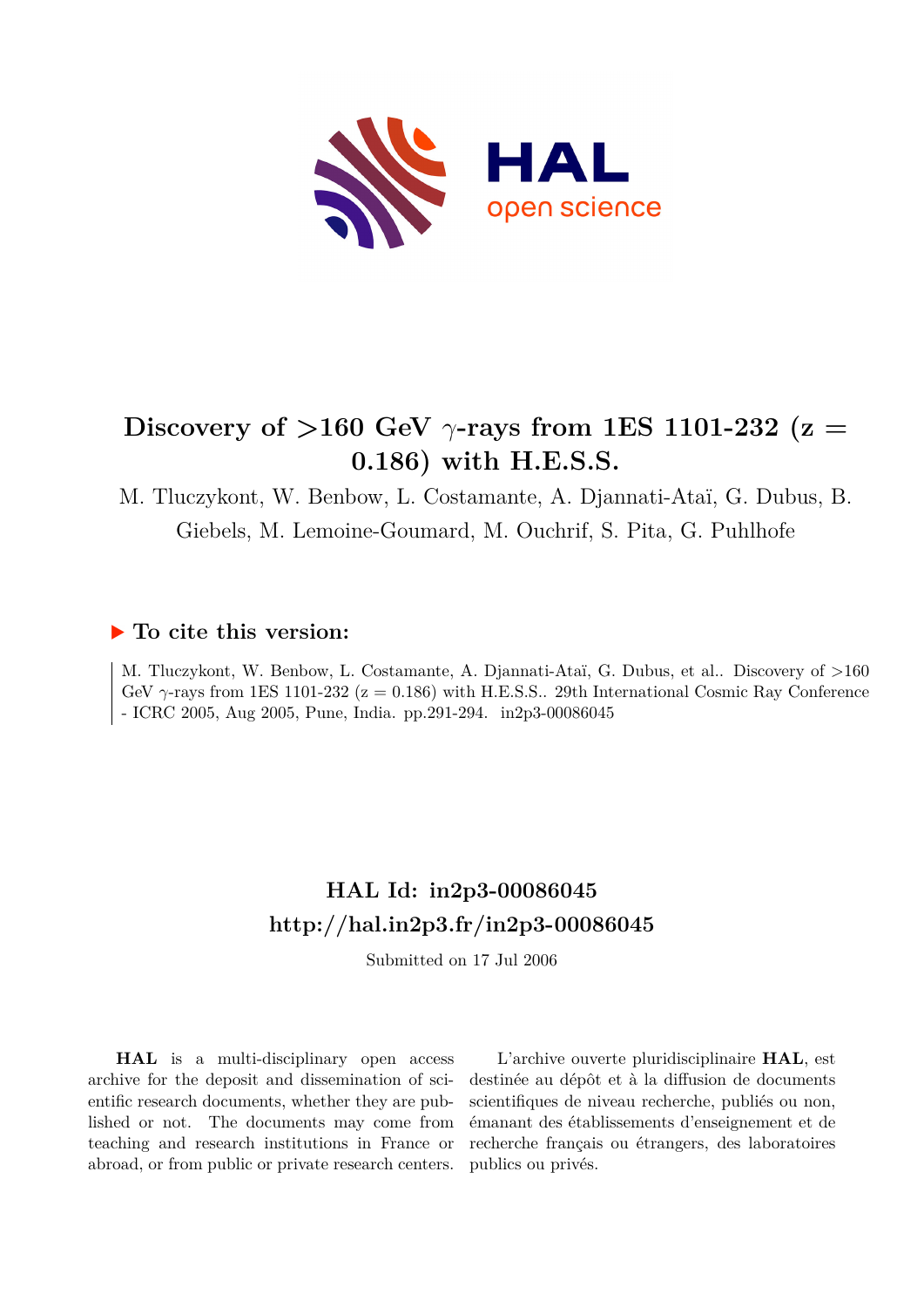# Discovery of >160 GeV $\gamma$-rays from 1ES 1101-232 (z = 0.186) with H.E.S.S.

M. Tluczykont, W. Benbow, L. Costamante, A. Djannati-Ataï, G. Dubus, B. Giebels, M. Lemoine-Goumard, M. Ouchrif, S. Pita, G. Puhlhofe

## To cite this version:

M. Tluczykont, W. Benbow, L. Costamante, A. Djannati-Ataï, G. Dubus, et al.. Discovery of >160 GeV $\gamma$-rays from 1ES 1101-232 (z = 0.186) with H.E.S.S.. 29th International Cosmic Ray Conference - ICRC 2005, Aug 2005, Pune, India. pp.291-294. in2p3-00086045

## HAL Id: in2p3-00086045
## http://hal.in2p3.fr/in2p3-00086045

Submitted on 17 Jul 2006

**HAL** is a multi-disciplinary open access archive for the deposit and dissemination of scientific research documents, whether they are published or not. The documents may come from teaching and research institutions in France or abroad, or from public or private research centers.

L'archive ouverte pluridisciplinaire **HAL**, est destinée au dépôt et à la diffusion de documents scientifiques de niveau recherche, publiés ou non, émanant des établissements d'enseignement et de recherche français ou étrangers, des laboratoires publics ou privés.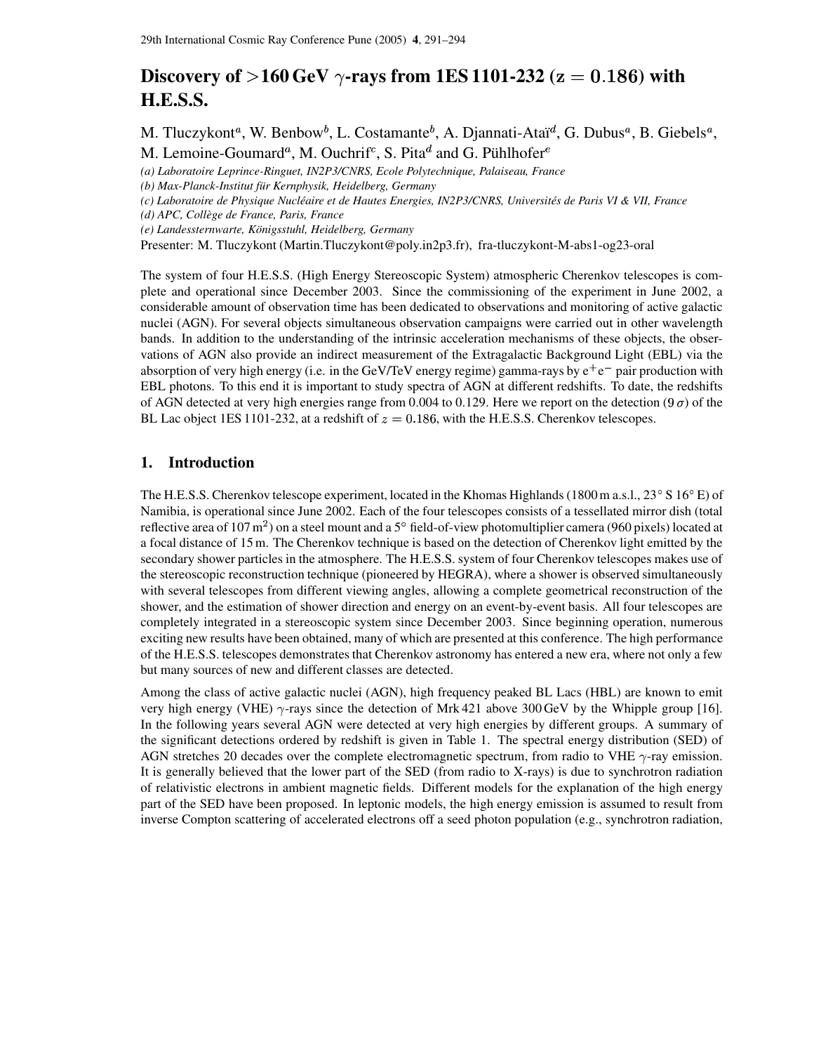# Discovery of >160 GeV $\gamma$-rays from 1ES 1101-232 ($z = 0.186$) with H.E.S.S.

M. Tluczykont[a], W. Benbow[b], L. Costamante[b], A. Djannati-Ataï[d], G. Dubus[a], B. Giebels[a], M. Lemoine-Goumard[a], M. Ouchrif[c], S. Pita[d] and G. Pühlhofer[e]

*(a) Laboratoire Leprince-Ringuet, IN2P3/CNRS, Ecole Polytechnique, Palaiseau, France*
*(b) Max-Planck-Institut für Kernphysik, Heidelberg, Germany*
*(c) Laboratoire de Physique Nucléaire et de Hautes Energies, IN2P3/CNRS, Universités de Paris VI & VII, France*
*(d) APC, Collège de France, Paris, France*
*(e) Landessternwarte, Königsstuhl, Heidelberg, Germany*

Presenter: M. Tluczykont (Martin.Tluczykont@poly.in2p3.fr), fra-tluczykont-M-abs1-og23-oral

The system of four H.E.S.S. (High Energy Stereoscopic System) atmospheric Cherenkov telescopes is complete and operational since December 2003. Since the commissioning of the experiment in June 2002, a considerable amount of observation time has been dedicated to observations and monitoring of active galactic nuclei (AGN). For several objects simultaneous observation campaigns were carried out in other wavelength bands. In addition to the understanding of the intrinsic acceleration mechanisms of these objects, the observations of AGN also provide an indirect measurement of the Extragalactic Background Light (EBL) via the absorption of very high energy (i.e. in the GeV/TeV energy regime) gamma-rays by $e^+e^-$ pair production with EBL photons. To this end it is important to study spectra of AGN at different redshifts. To date, the redshifts of AGN detected at very high energies range from 0.004 to 0.129. Here we report on the detection ($9\,\sigma$) of the BL Lac object 1ES 1101-232, at a redshift of $z = 0.186$, with the H.E.S.S. Cherenkov telescopes.

## 1. Introduction

The H.E.S.S. Cherenkov telescope experiment, located in the Khomas Highlands (1800 m a.s.l., 23° S 16° E) of Namibia, is operational since June 2002. Each of the four telescopes consists of a tessellated mirror dish (total reflective area of 107 m$^2$) on a steel mount and a 5° field-of-view photomultiplier camera (960 pixels) located at a focal distance of 15 m. The Cherenkov technique is based on the detection of Cherenkov light emitted by the secondary shower particles in the atmosphere. The H.E.S.S. system of four Cherenkov telescopes makes use of the stereoscopic reconstruction technique (pioneered by HEGRA), where a shower is observed simultaneously with several telescopes from different viewing angles, allowing a complete geometrical reconstruction of the shower, and the estimation of shower direction and energy on an event-by-event basis. All four telescopes are completely integrated in a stereoscopic system since December 2003. Since beginning operation, numerous exciting new results have been obtained, many of which are presented at this conference. The high performance of the H.E.S.S. telescopes demonstrates that Cherenkov astronomy has entered a new era, where not only a few but many sources of new and different classes are detected.

Among the class of active galactic nuclei (AGN), high frequency peaked BL Lacs (HBL) are known to emit very high energy (VHE) $\gamma$-rays since the detection of Mrk 421 above 300 GeV by the Whipple group [16]. In the following years several AGN were detected at very high energies by different groups. A summary of the significant detections ordered by redshift is given in Table 1. The spectral energy distribution (SED) of AGN stretches 20 decades over the complete electromagnetic spectrum, from radio to VHE $\gamma$-ray emission. It is generally believed that the lower part of the SED (from radio to X-rays) is due to synchrotron radiation of relativistic electrons in ambient magnetic fields. Different models for the explanation of the high energy part of the SED have been proposed. In leptonic models, the high energy emission is assumed to result from inverse Compton scattering of accelerated electrons off a seed photon population (e.g., synchrotron radiation,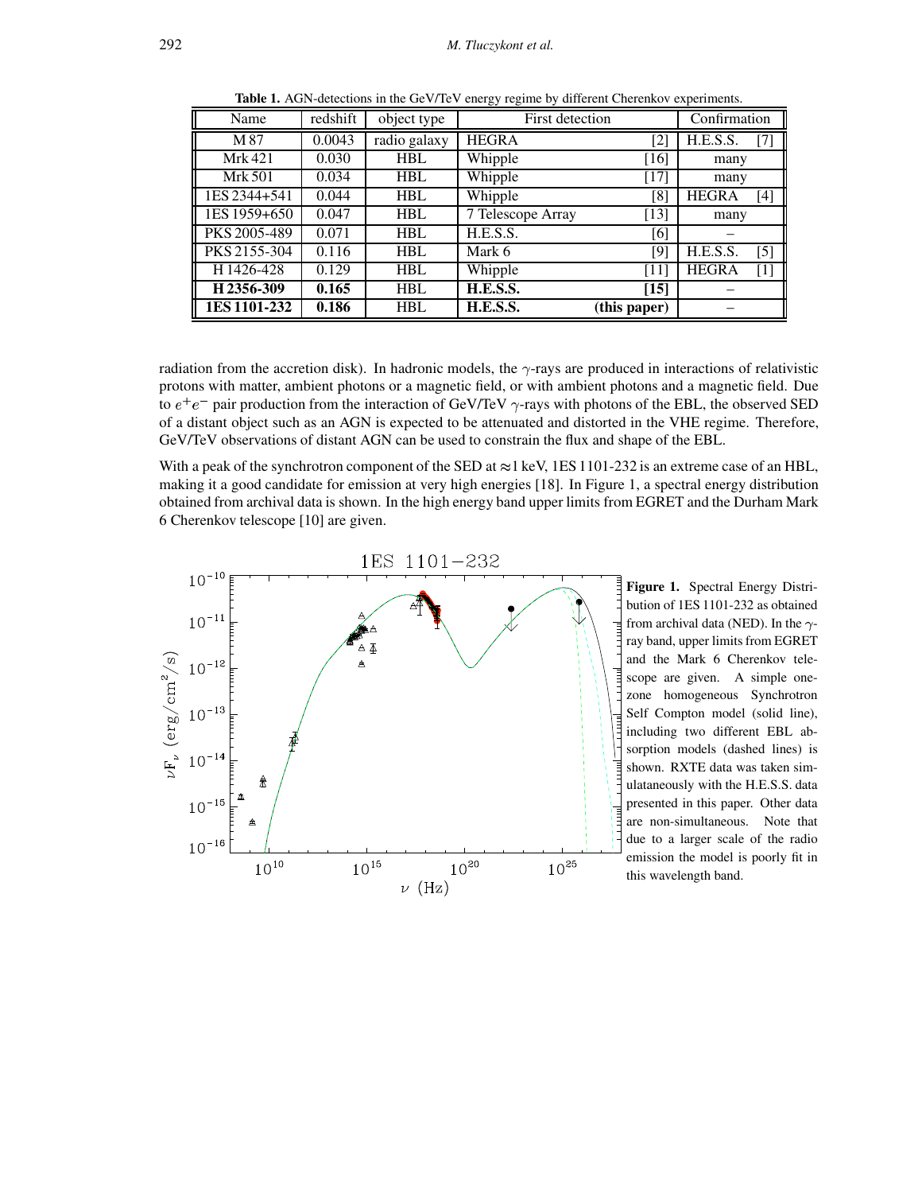**Table 1.** AGN-detections in the GeV/TeV energy regime by different Cherenkov experiments.

| Name | redshift | object type | First detection | Confirmation |
|---|---|---|---|---|
| M 87 | 0.0043 | radio galaxy | HEGRA [2] | H.E.S.S. [7] |
| Mrk 421 | 0.030 | HBL | Whipple [16] | many |
| Mrk 501 | 0.034 | HBL | Whipple [17] | many |
| 1ES 2344+541 | 0.044 | HBL | Whipple [8] | HEGRA [4] |
| 1ES 1959+650 | 0.047 | HBL | 7 Telescope Array [13] | many |
| PKS 2005-489 | 0.071 | HBL | H.E.S.S. [6] | – |
| PKS 2155-304 | 0.116 | HBL | Mark 6 [9] | H.E.S.S. [5] |
| H 1426-428 | 0.129 | HBL | Whipple [11] | HEGRA [1] |
| **H 2356-309** | **0.165** | HBL | **H.E.S.S. [15]** | – |
| **1ES 1101-232** | **0.186** | HBL | **H.E.S.S. (this paper)** | – |

radiation from the accretion disk). In hadronic models, the $\gamma$-rays are produced in interactions of relativistic protons with matter, ambient photons or a magnetic field, or with ambient photons and a magnetic field. Due to $e^+e^-$ pair production from the interaction of GeV/TeV $\gamma$-rays with photons of the EBL, the observed SED of a distant object such as an AGN is expected to be attenuated and distorted in the VHE regime. Therefore, GeV/TeV observations of distant AGN can be used to constrain the flux and shape of the EBL.

With a peak of the synchrotron component of the SED at $\approx$1 keV, 1ES 1101-232 is an extreme case of an HBL, making it a good candidate for emission at very high energies [18]. In Figure 1, a spectral energy distribution obtained from archival data is shown. In the high energy band upper limits from EGRET and the Durham Mark 6 Cherenkov telescope [10] are given.

**Figure 1.** Spectral Energy Distribution of 1ES 1101-232 as obtained from archival data (NED). In the $\gamma$-ray band, upper limits from EGRET and the Mark 6 Cherenkov telescope are given. A simple one-zone homogeneous Synchrotron Self Compton model (solid line), including two different EBL absorption models (dashed lines) is shown. RXTE data was taken simulataneously with the H.E.S.S. data presented in this paper. Other data are non-simultaneous. Note that due to a larger scale of the radio emission the model is poorly fit in this wavelength band.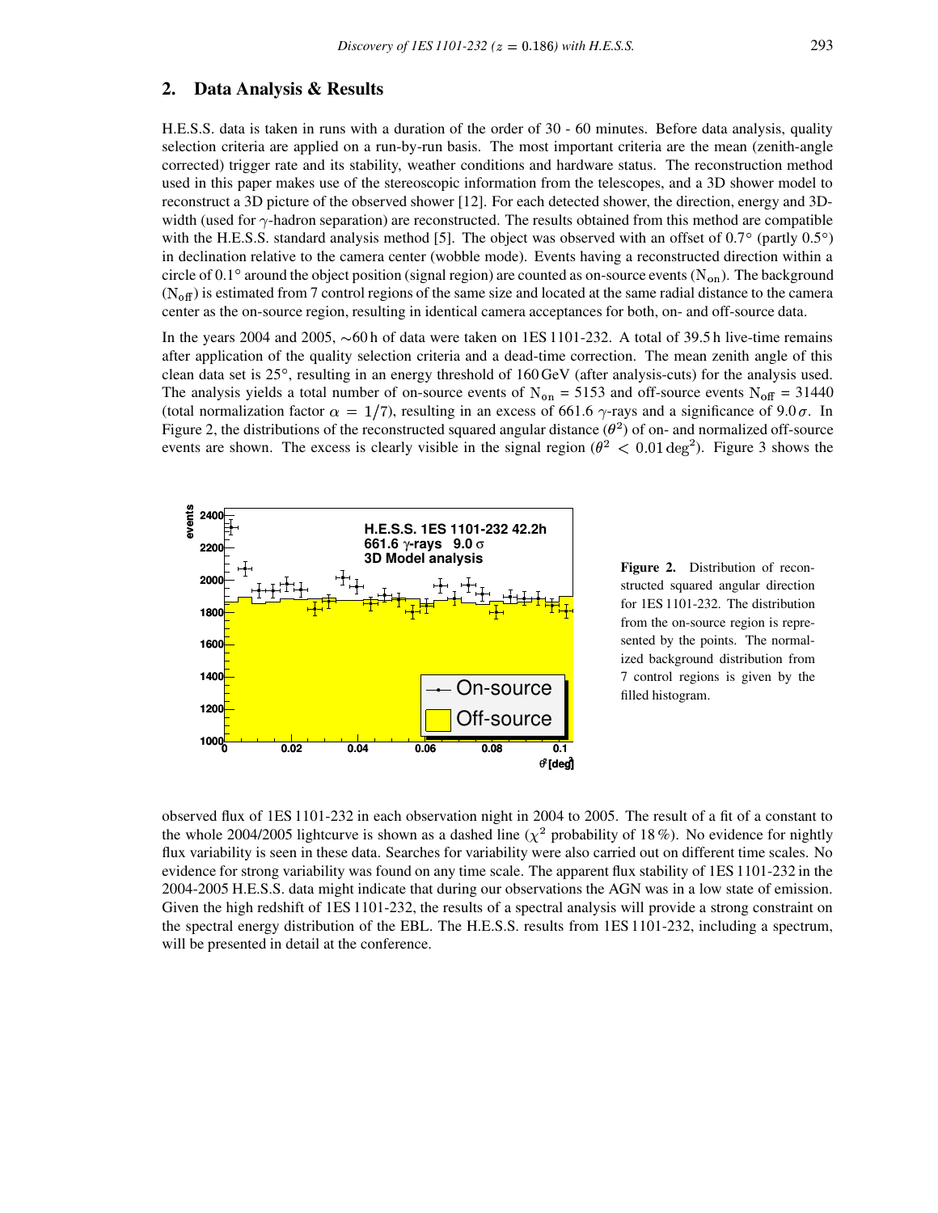## 2. Data Analysis & Results

H.E.S.S. data is taken in runs with a duration of the order of 30 - 60 minutes. Before data analysis, quality selection criteria are applied on a run-by-run basis. The most important criteria are the mean (zenith-angle corrected) trigger rate and its stability, weather conditions and hardware status. The reconstruction method used in this paper makes use of the stereoscopic information from the telescopes, and a 3D shower model to reconstruct a 3D picture of the observed shower [12]. For each detected shower, the direction, energy and 3D-width (used for $\gamma$-hadron separation) are reconstructed. The results obtained from this method are compatible with the H.E.S.S. standard analysis method [5]. The object was observed with an offset of $0.7°$ (partly $0.5°$) in declination relative to the camera center (wobble mode). Events having a reconstructed direction within a circle of $0.1°$ around the object position (signal region) are counted as on-source events ($N_{on}$). The background ($N_{off}$) is estimated from 7 control regions of the same size and located at the same radial distance to the camera center as the on-source region, resulting in identical camera acceptances for both, on- and off-source data.

In the years 2004 and 2005, $\sim$60 h of data were taken on 1ES 1101-232. A total of 39.5 h live-time remains after application of the quality selection criteria and a dead-time correction. The mean zenith angle of this clean data set is $25°$, resulting in an energy threshold of 160 GeV (after analysis-cuts) for the analysis used. The analysis yields a total number of on-source events of $N_{on} = 5153$ and off-source events $N_{off} = 31440$ (total normalization factor $\alpha = 1/7$), resulting in an excess of 661.6 $\gamma$-rays and a significance of $9.0\,\sigma$. In Figure 2, the distributions of the reconstructed squared angular distance ($\theta^2$) of on- and normalized off-source events are shown. The excess is clearly visible in the signal region ($\theta^2 < 0.01\,\mathrm{deg}^2$). Figure 3 shows the observed flux of 1ES 1101-232 in each observation night in 2004 to 2005. The result of a fit of a constant to the whole 2004/2005 lightcurve is shown as a dashed line ($\chi^2$ probability of 18 %). No evidence for nightly flux variability is seen in these data. Searches for variability were also carried out on different time scales. No evidence for strong variability was found on any time scale. The apparent flux stability of 1ES 1101-232 in the 2004-2005 H.E.S.S. data might indicate that during our observations the AGN was in a low state of emission. Given the high redshift of 1ES 1101-232, the results of a spectral analysis will provide a strong constraint on the spectral energy distribution of the EBL. The H.E.S.S. results from 1ES 1101-232, including a spectrum, will be presented in detail at the conference.

**Figure 2.** Distribution of reconstructed squared angular direction for 1ES 1101-232. The distribution from the on-source region is represented by the points. The normalized background distribution from 7 control regions is given by the filled histogram.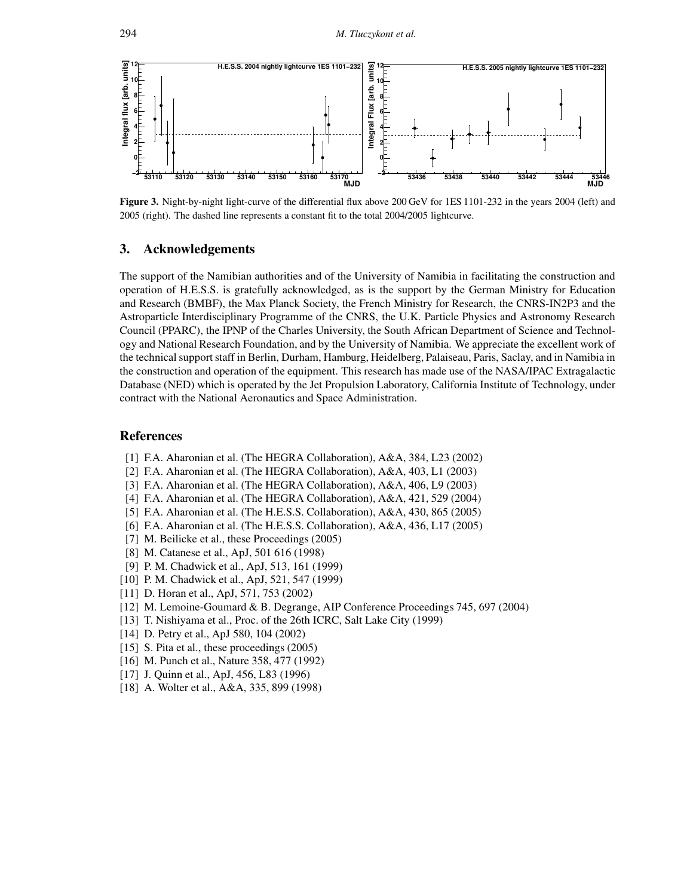H.E.S.S. 2004 nightly lightcurve 1ES 1101−232

Integral flux [arb. units]

12 10 8 6 4 2 0 −2

53110 53120 53130 53140 53150 53160 53170

MJD

H.E.S.S. 2005 nightly lightcurve 1ES 1101−232

Integral Flux [arb. units]

12 10 8 6 4 2 0 −2

53436 53438 53440 53442 53444 53446

MJD

**Figure 3.** Night-by-night light-curve of the differential flux above 200 GeV for 1ES 1101-232 in the years 2004 (left) and 2005 (right). The dashed line represents a constant fit to the total 2004/2005 lightcurve.

## 3. Acknowledgements

The support of the Namibian authorities and of the University of Namibia in facilitating the construction and operation of H.E.S.S. is gratefully acknowledged, as is the support by the German Ministry for Education and Research (BMBF), the Max Planck Society, the French Ministry for Research, the CNRS-IN2P3 and the Astroparticle Interdisciplinary Programme of the CNRS, the U.K. Particle Physics and Astronomy Research Council (PPARC), the IPNP of the Charles University, the South African Department of Science and Technology and National Research Foundation, and by the University of Namibia. We appreciate the excellent work of the technical support staff in Berlin, Durham, Hamburg, Heidelberg, Palaiseau, Paris, Saclay, and in Namibia in the construction and operation of the equipment. This research has made use of the NASA/IPAC Extragalactic Database (NED) which is operated by the Jet Propulsion Laboratory, California Institute of Technology, under contract with the National Aeronautics and Space Administration.

## References

[1] F.A. Aharonian et al. (The HEGRA Collaboration), A&A, 384, L23 (2002)
[2] F.A. Aharonian et al. (The HEGRA Collaboration), A&A, 403, L1 (2003)
[3] F.A. Aharonian et al. (The HEGRA Collaboration), A&A, 406, L9 (2003)
[4] F.A. Aharonian et al. (The HEGRA Collaboration), A&A, 421, 529 (2004)
[5] F.A. Aharonian et al. (The H.E.S.S. Collaboration), A&A, 430, 865 (2005)
[6] F.A. Aharonian et al. (The H.E.S.S. Collaboration), A&A, 436, L17 (2005)
[7] M. Beilicke et al., these Proceedings (2005)
[8] M. Catanese et al., ApJ, 501 616 (1998)
[9] P. M. Chadwick et al., ApJ, 513, 161 (1999)
[10] P. M. Chadwick et al., ApJ, 521, 547 (1999)
[11] D. Horan et al., ApJ, 571, 753 (2002)
[12] M. Lemoine-Goumard & B. Degrange, AIP Conference Proceedings 745, 697 (2004)
[13] T. Nishiyama et al., Proc. of the 26th ICRC, Salt Lake City (1999)
[14] D. Petry et al., ApJ 580, 104 (2002)
[15] S. Pita et al., these proceedings (2005)
[16] M. Punch et al., Nature 358, 477 (1992)
[17] J. Quinn et al., ApJ, 456, L83 (1996)
[18] A. Wolter et al., A&A, 335, 899 (1998)